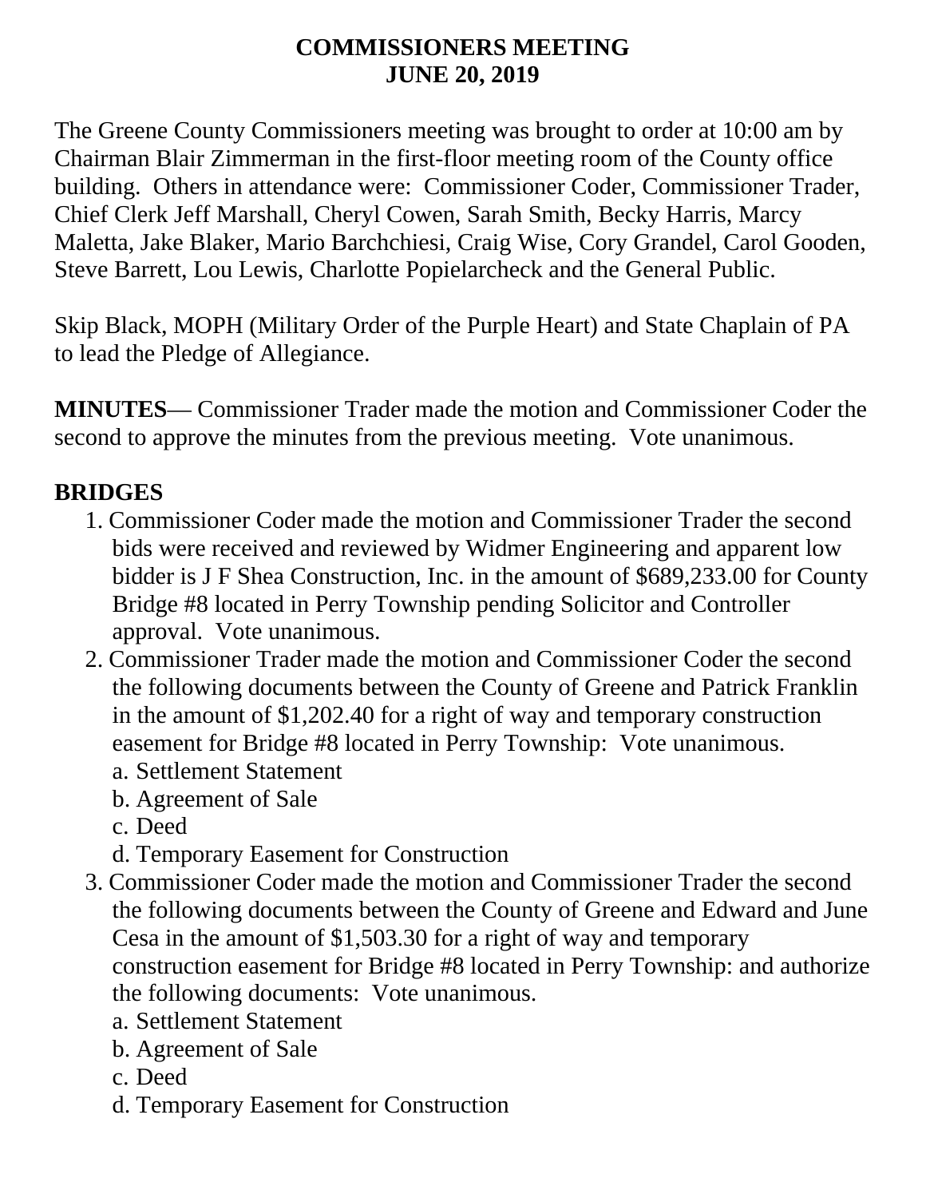# COMMISSIONERS MEETING
# JUNE 20, 2019

The Greene County Commissioners meeting was brought to order at 10:00 am by Chairman Blair Zimmerman in the first-floor meeting room of the County office building. Others in attendance were: Commissioner Coder, Commissioner Trader, Chief Clerk Jeff Marshall, Cheryl Cowen, Sarah Smith, Becky Harris, Marcy Maletta, Jake Blaker, Mario Barchchiesi, Craig Wise, Cory Grandel, Carol Gooden, Steve Barrett, Lou Lewis, Charlotte Popielarcheck and the General Public.

Skip Black, MOPH (Military Order of the Purple Heart) and State Chaplain of PA to lead the Pledge of Allegiance.

**MINUTES**— Commissioner Trader made the motion and Commissioner Coder the second to approve the minutes from the previous meeting. Vote unanimous.

## BRIDGES

1. Commissioner Coder made the motion and Commissioner Trader the second bids were received and reviewed by Widmer Engineering and apparent low bidder is J F Shea Construction, Inc. in the amount of $689,233.00 for County Bridge #8 located in Perry Township pending Solicitor and Controller approval. Vote unanimous.
2. Commissioner Trader made the motion and Commissioner Coder the second the following documents between the County of Greene and Patrick Franklin in the amount of $1,202.40 for a right of way and temporary construction easement for Bridge #8 located in Perry Township: Vote unanimous.
   a. Settlement Statement
   b. Agreement of Sale
   c. Deed
   d. Temporary Easement for Construction
3. Commissioner Coder made the motion and Commissioner Trader the second the following documents between the County of Greene and Edward and June Cesa in the amount of $1,503.30 for a right of way and temporary construction easement for Bridge #8 located in Perry Township: and authorize the following documents: Vote unanimous.
   a. Settlement Statement
   b. Agreement of Sale
   c. Deed
   d. Temporary Easement for Construction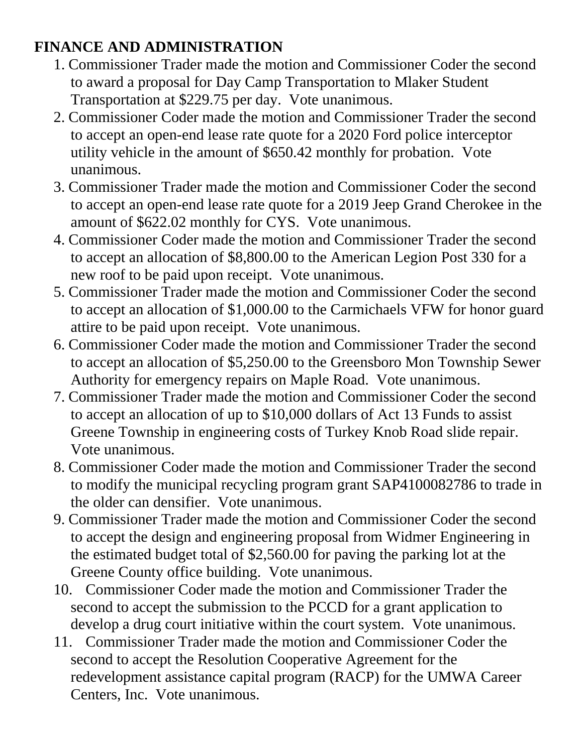## FINANCE AND ADMINISTRATION

1. Commissioner Trader made the motion and Commissioner Coder the second to award a proposal for Day Camp Transportation to Mlaker Student Transportation at $229.75 per day. Vote unanimous.
2. Commissioner Coder made the motion and Commissioner Trader the second to accept an open-end lease rate quote for a 2020 Ford police interceptor utility vehicle in the amount of $650.42 monthly for probation. Vote unanimous.
3. Commissioner Trader made the motion and Commissioner Coder the second to accept an open-end lease rate quote for a 2019 Jeep Grand Cherokee in the amount of $622.02 monthly for CYS. Vote unanimous.
4. Commissioner Coder made the motion and Commissioner Trader the second to accept an allocation of $8,800.00 to the American Legion Post 330 for a new roof to be paid upon receipt. Vote unanimous.
5. Commissioner Trader made the motion and Commissioner Coder the second to accept an allocation of $1,000.00 to the Carmichaels VFW for honor guard attire to be paid upon receipt. Vote unanimous.
6. Commissioner Coder made the motion and Commissioner Trader the second to accept an allocation of $5,250.00 to the Greensboro Mon Township Sewer Authority for emergency repairs on Maple Road. Vote unanimous.
7. Commissioner Trader made the motion and Commissioner Coder the second to accept an allocation of up to $10,000 dollars of Act 13 Funds to assist Greene Township in engineering costs of Turkey Knob Road slide repair. Vote unanimous.
8. Commissioner Coder made the motion and Commissioner Trader the second to modify the municipal recycling program grant SAP4100082786 to trade in the older can densifier. Vote unanimous.
9. Commissioner Trader made the motion and Commissioner Coder the second to accept the design and engineering proposal from Widmer Engineering in the estimated budget total of $2,560.00 for paving the parking lot at the Greene County office building. Vote unanimous.
10. Commissioner Coder made the motion and Commissioner Trader the second to accept the submission to the PCCD for a grant application to develop a drug court initiative within the court system. Vote unanimous.
11. Commissioner Trader made the motion and Commissioner Coder the second to accept the Resolution Cooperative Agreement for the redevelopment assistance capital program (RACP) for the UMWA Career Centers, Inc. Vote unanimous.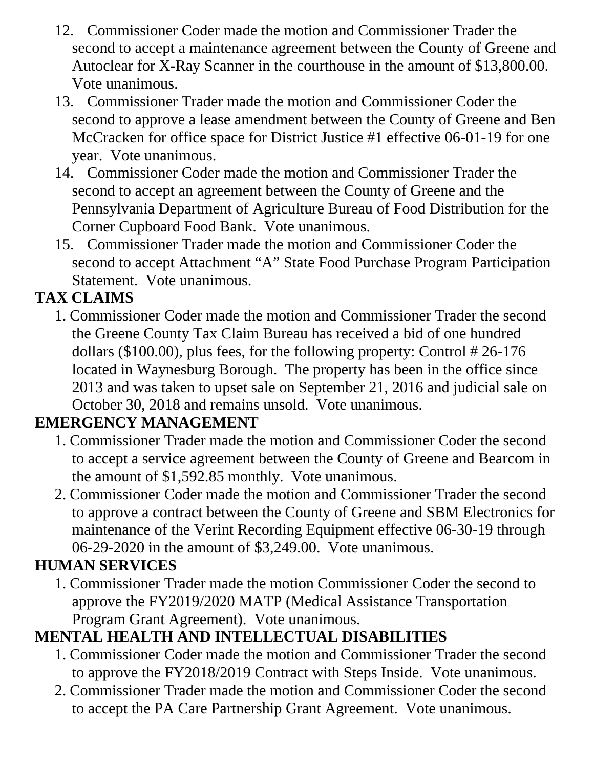12. Commissioner Coder made the motion and Commissioner Trader the second to accept a maintenance agreement between the County of Greene and Autoclear for X-Ray Scanner in the courthouse in the amount of $13,800.00. Vote unanimous.
13. Commissioner Trader made the motion and Commissioner Coder the second to approve a lease amendment between the County of Greene and Ben McCracken for office space for District Justice #1 effective 06-01-19 for one year. Vote unanimous.
14. Commissioner Coder made the motion and Commissioner Trader the second to accept an agreement between the County of Greene and the Pennsylvania Department of Agriculture Bureau of Food Distribution for the Corner Cupboard Food Bank. Vote unanimous.
15. Commissioner Trader made the motion and Commissioner Coder the second to accept Attachment "A" State Food Purchase Program Participation Statement. Vote unanimous.

**TAX CLAIMS**

1. Commissioner Coder made the motion and Commissioner Trader the second the Greene County Tax Claim Bureau has received a bid of one hundred dollars ($100.00), plus fees, for the following property: Control # 26-176 located in Waynesburg Borough. The property has been in the office since 2013 and was taken to upset sale on September 21, 2016 and judicial sale on October 30, 2018 and remains unsold. Vote unanimous.

**EMERGENCY MANAGEMENT**

1. Commissioner Trader made the motion and Commissioner Coder the second to accept a service agreement between the County of Greene and Bearcom in the amount of $1,592.85 monthly. Vote unanimous.
2. Commissioner Coder made the motion and Commissioner Trader the second to approve a contract between the County of Greene and SBM Electronics for maintenance of the Verint Recording Equipment effective 06-30-19 through 06-29-2020 in the amount of $3,249.00. Vote unanimous.

**HUMAN SERVICES**

1. Commissioner Trader made the motion Commissioner Coder the second to approve the FY2019/2020 MATP (Medical Assistance Transportation Program Grant Agreement). Vote unanimous.

**MENTAL HEALTH AND INTELLECTUAL DISABILITIES**

1. Commissioner Coder made the motion and Commissioner Trader the second to approve the FY2018/2019 Contract with Steps Inside. Vote unanimous.
2. Commissioner Trader made the motion and Commissioner Coder the second to accept the PA Care Partnership Grant Agreement. Vote unanimous.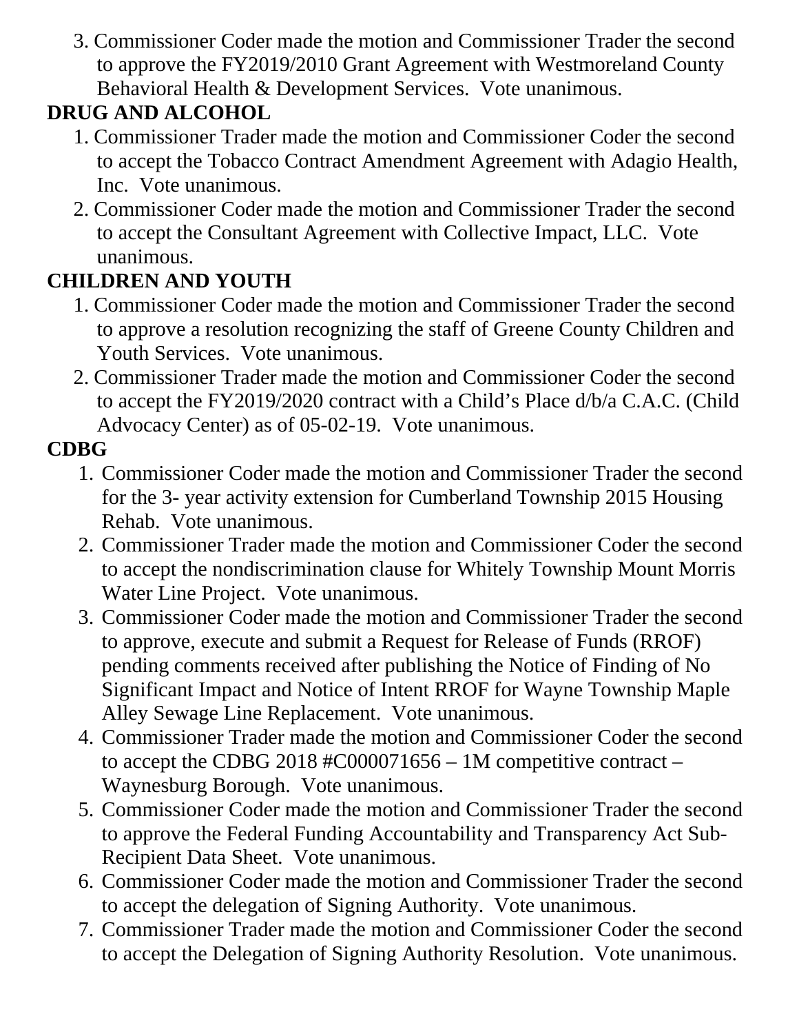3. Commissioner Coder made the motion and Commissioner Trader the second to approve the FY2019/2010 Grant Agreement with Westmoreland County Behavioral Health & Development Services. Vote unanimous.

**DRUG AND ALCOHOL**

1. Commissioner Trader made the motion and Commissioner Coder the second to accept the Tobacco Contract Amendment Agreement with Adagio Health, Inc. Vote unanimous.
2. Commissioner Coder made the motion and Commissioner Trader the second to accept the Consultant Agreement with Collective Impact, LLC. Vote unanimous.

**CHILDREN AND YOUTH**

1. Commissioner Coder made the motion and Commissioner Trader the second to approve a resolution recognizing the staff of Greene County Children and Youth Services. Vote unanimous.
2. Commissioner Trader made the motion and Commissioner Coder the second to accept the FY2019/2020 contract with a Child's Place d/b/a C.A.C. (Child Advocacy Center) as of 05-02-19. Vote unanimous.

**CDBG**

1. Commissioner Coder made the motion and Commissioner Trader the second for the 3- year activity extension for Cumberland Township 2015 Housing Rehab. Vote unanimous.
2. Commissioner Trader made the motion and Commissioner Coder the second to accept the nondiscrimination clause for Whitely Township Mount Morris Water Line Project. Vote unanimous.
3. Commissioner Coder made the motion and Commissioner Trader the second to approve, execute and submit a Request for Release of Funds (RROF) pending comments received after publishing the Notice of Finding of No Significant Impact and Notice of Intent RROF for Wayne Township Maple Alley Sewage Line Replacement. Vote unanimous.
4. Commissioner Trader made the motion and Commissioner Coder the second to accept the CDBG 2018 #C000071656 – 1M competitive contract – Waynesburg Borough. Vote unanimous.
5. Commissioner Coder made the motion and Commissioner Trader the second to approve the Federal Funding Accountability and Transparency Act Sub-Recipient Data Sheet. Vote unanimous.
6. Commissioner Coder made the motion and Commissioner Trader the second to accept the delegation of Signing Authority. Vote unanimous.
7. Commissioner Trader made the motion and Commissioner Coder the second to accept the Delegation of Signing Authority Resolution. Vote unanimous.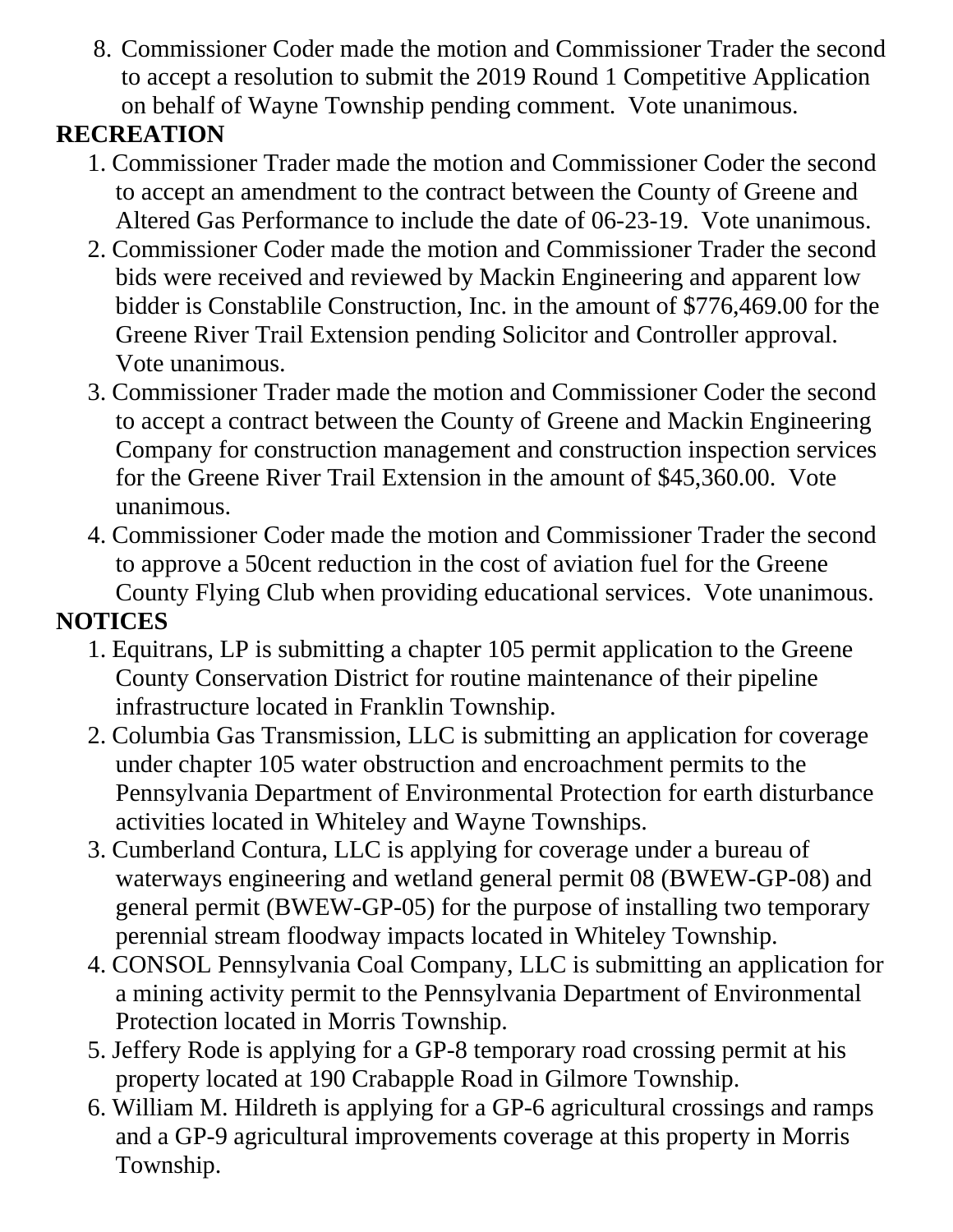8. Commissioner Coder made the motion and Commissioner Trader the second to accept a resolution to submit the 2019 Round 1 Competitive Application on behalf of Wayne Township pending comment. Vote unanimous.

**RECREATION**

1. Commissioner Trader made the motion and Commissioner Coder the second to accept an amendment to the contract between the County of Greene and Altered Gas Performance to include the date of 06-23-19. Vote unanimous.
2. Commissioner Coder made the motion and Commissioner Trader the second bids were received and reviewed by Mackin Engineering and apparent low bidder is Constablile Construction, Inc. in the amount of $776,469.00 for the Greene River Trail Extension pending Solicitor and Controller approval. Vote unanimous.
3. Commissioner Trader made the motion and Commissioner Coder the second to accept a contract between the County of Greene and Mackin Engineering Company for construction management and construction inspection services for the Greene River Trail Extension in the amount of $45,360.00. Vote unanimous.
4. Commissioner Coder made the motion and Commissioner Trader the second to approve a 50cent reduction in the cost of aviation fuel for the Greene County Flying Club when providing educational services. Vote unanimous.

**NOTICES**

1. Equitrans, LP is submitting a chapter 105 permit application to the Greene County Conservation District for routine maintenance of their pipeline infrastructure located in Franklin Township.
2. Columbia Gas Transmission, LLC is submitting an application for coverage under chapter 105 water obstruction and encroachment permits to the Pennsylvania Department of Environmental Protection for earth disturbance activities located in Whiteley and Wayne Townships.
3. Cumberland Contura, LLC is applying for coverage under a bureau of waterways engineering and wetland general permit 08 (BWEW-GP-08) and general permit (BWEW-GP-05) for the purpose of installing two temporary perennial stream floodway impacts located in Whiteley Township.
4. CONSOL Pennsylvania Coal Company, LLC is submitting an application for a mining activity permit to the Pennsylvania Department of Environmental Protection located in Morris Township.
5. Jeffery Rode is applying for a GP-8 temporary road crossing permit at his property located at 190 Crabapple Road in Gilmore Township.
6. William M. Hildreth is applying for a GP-6 agricultural crossings and ramps and a GP-9 agricultural improvements coverage at this property in Morris Township.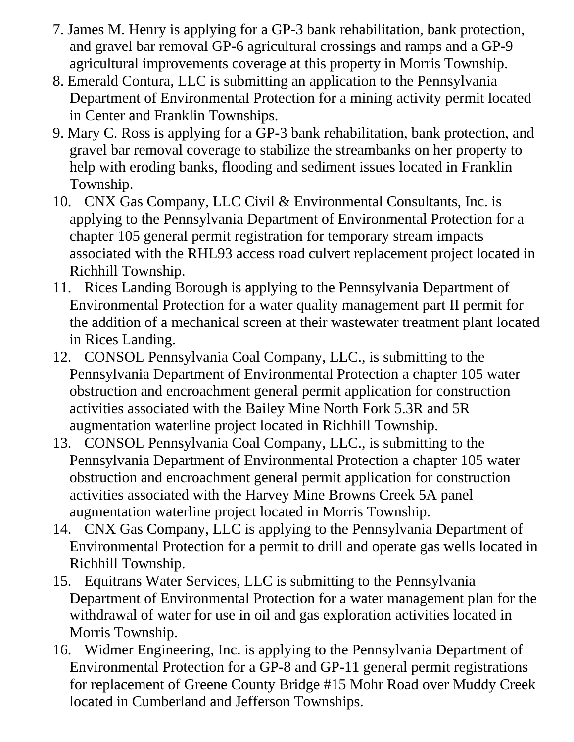7. James M. Henry is applying for a GP-3 bank rehabilitation, bank protection, and gravel bar removal GP-6 agricultural crossings and ramps and a GP-9 agricultural improvements coverage at this property in Morris Township.
8. Emerald Contura, LLC is submitting an application to the Pennsylvania Department of Environmental Protection for a mining activity permit located in Center and Franklin Townships.
9. Mary C. Ross is applying for a GP-3 bank rehabilitation, bank protection, and gravel bar removal coverage to stabilize the streambanks on her property to help with eroding banks, flooding and sediment issues located in Franklin Township.
10. CNX Gas Company, LLC Civil & Environmental Consultants, Inc. is applying to the Pennsylvania Department of Environmental Protection for a chapter 105 general permit registration for temporary stream impacts associated with the RHL93 access road culvert replacement project located in Richhill Township.
11. Rices Landing Borough is applying to the Pennsylvania Department of Environmental Protection for a water quality management part II permit for the addition of a mechanical screen at their wastewater treatment plant located in Rices Landing.
12. CONSOL Pennsylvania Coal Company, LLC., is submitting to the Pennsylvania Department of Environmental Protection a chapter 105 water obstruction and encroachment general permit application for construction activities associated with the Bailey Mine North Fork 5.3R and 5R augmentation waterline project located in Richhill Township.
13. CONSOL Pennsylvania Coal Company, LLC., is submitting to the Pennsylvania Department of Environmental Protection a chapter 105 water obstruction and encroachment general permit application for construction activities associated with the Harvey Mine Browns Creek 5A panel augmentation waterline project located in Morris Township.
14. CNX Gas Company, LLC is applying to the Pennsylvania Department of Environmental Protection for a permit to drill and operate gas wells located in Richhill Township.
15. Equitrans Water Services, LLC is submitting to the Pennsylvania Department of Environmental Protection for a water management plan for the withdrawal of water for use in oil and gas exploration activities located in Morris Township.
16. Widmer Engineering, Inc. is applying to the Pennsylvania Department of Environmental Protection for a GP-8 and GP-11 general permit registrations for replacement of Greene County Bridge #15 Mohr Road over Muddy Creek located in Cumberland and Jefferson Townships.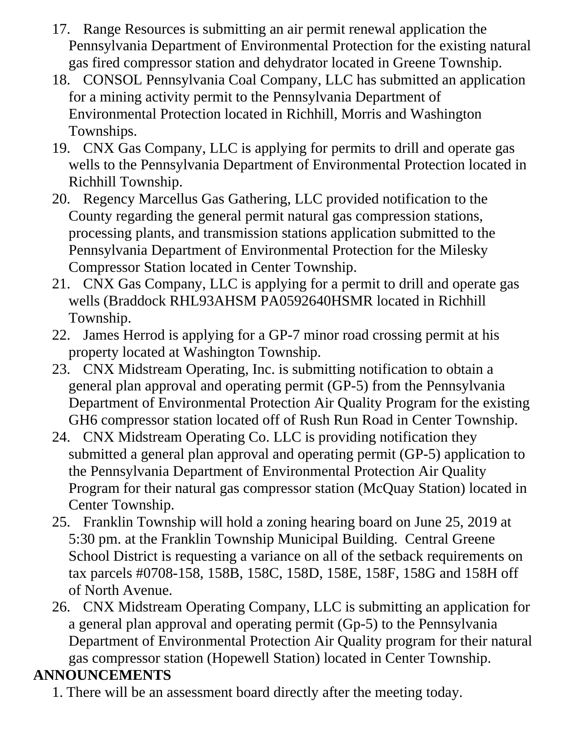17. Range Resources is submitting an air permit renewal application the Pennsylvania Department of Environmental Protection for the existing natural gas fired compressor station and dehydrator located in Greene Township.
18. CONSOL Pennsylvania Coal Company, LLC has submitted an application for a mining activity permit to the Pennsylvania Department of Environmental Protection located in Richhill, Morris and Washington Townships.
19. CNX Gas Company, LLC is applying for permits to drill and operate gas wells to the Pennsylvania Department of Environmental Protection located in Richhill Township.
20. Regency Marcellus Gas Gathering, LLC provided notification to the County regarding the general permit natural gas compression stations, processing plants, and transmission stations application submitted to the Pennsylvania Department of Environmental Protection for the Milesky Compressor Station located in Center Township.
21. CNX Gas Company, LLC is applying for a permit to drill and operate gas wells (Braddock RHL93AHSM PA0592640HSMR located in Richhill Township.
22. James Herrod is applying for a GP-7 minor road crossing permit at his property located at Washington Township.
23. CNX Midstream Operating, Inc. is submitting notification to obtain a general plan approval and operating permit (GP-5) from the Pennsylvania Department of Environmental Protection Air Quality Program for the existing GH6 compressor station located off of Rush Run Road in Center Township.
24. CNX Midstream Operating Co. LLC is providing notification they submitted a general plan approval and operating permit (GP-5) application to the Pennsylvania Department of Environmental Protection Air Quality Program for their natural gas compressor station (McQuay Station) located in Center Township.
25. Franklin Township will hold a zoning hearing board on June 25, 2019 at 5:30 pm. at the Franklin Township Municipal Building. Central Greene School District is requesting a variance on all of the setback requirements on tax parcels #0708-158, 158B, 158C, 158D, 158E, 158F, 158G and 158H off of North Avenue.
26. CNX Midstream Operating Company, LLC is submitting an application for a general plan approval and operating permit (Gp-5) to the Pennsylvania Department of Environmental Protection Air Quality program for their natural gas compressor station (Hopewell Station) located in Center Township.

**ANNOUNCEMENTS**

1. There will be an assessment board directly after the meeting today.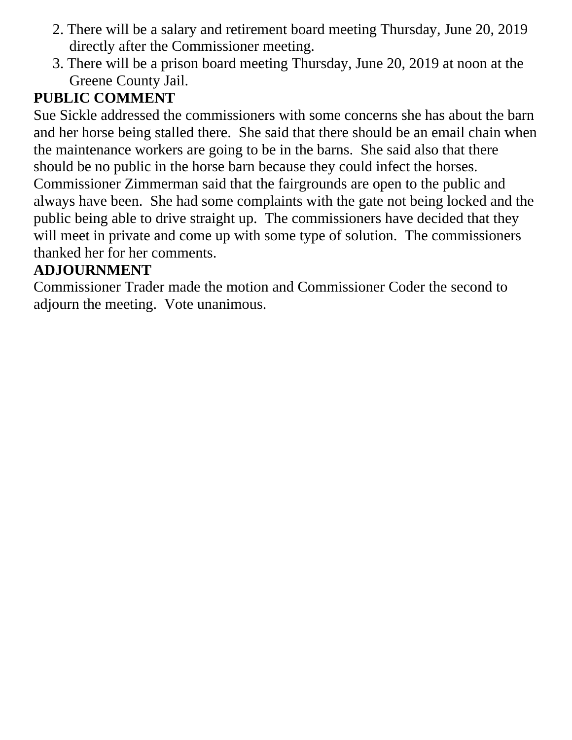2. There will be a salary and retirement board meeting Thursday, June 20, 2019 directly after the Commissioner meeting.
3. There will be a prison board meeting Thursday, June 20, 2019 at noon at the Greene County Jail.

**PUBLIC COMMENT**

Sue Sickle addressed the commissioners with some concerns she has about the barn and her horse being stalled there. She said that there should be an email chain when the maintenance workers are going to be in the barns. She said also that there should be no public in the horse barn because they could infect the horses. Commissioner Zimmerman said that the fairgrounds are open to the public and always have been. She had some complaints with the gate not being locked and the public being able to drive straight up. The commissioners have decided that they will meet in private and come up with some type of solution. The commissioners thanked her for her comments.

**ADJOURNMENT**

Commissioner Trader made the motion and Commissioner Coder the second to adjourn the meeting. Vote unanimous.